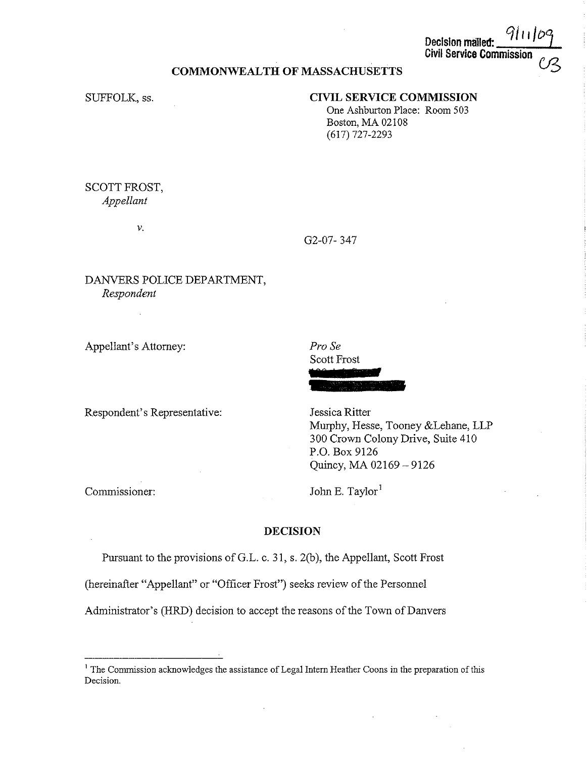Decision mailed: 9/11/09
Civil Service Commission
CB

**COMMONWEALTH OF MASSACHUSETTS**

SUFFOLK, ss.

**CIVIL SERVICE COMMISSION**
One Ashburton Place: Room 503
Boston, MA 02108
(617) 727-2293

SCOTT FROST,
*Appellant*

*v.*

G2-07- 347

DANVERS POLICE DEPARTMENT,
*Respondent*

Appellant's Attorney:

*Pro Se*
Scott Frost

Respondent's Representative:

Jessica Ritter
Murphy, Hesse, Tooney &Lehane, LLP
300 Crown Colony Drive, Suite 410
P.O. Box 9126
Quincy, MA 02169 – 9126

Commissioner:

John E. Taylor[1]

## DECISION

Pursuant to the provisions of G.L. c. 31, s. 2(b), the Appellant, Scott Frost (hereinafter "Appellant" or "Officer Frost") seeks review of the Personnel Administrator's (HRD) decision to accept the reasons of the Town of Danvers

---

[1] The Commission acknowledges the assistance of Legal Intern Heather Coons in the preparation of this Decision.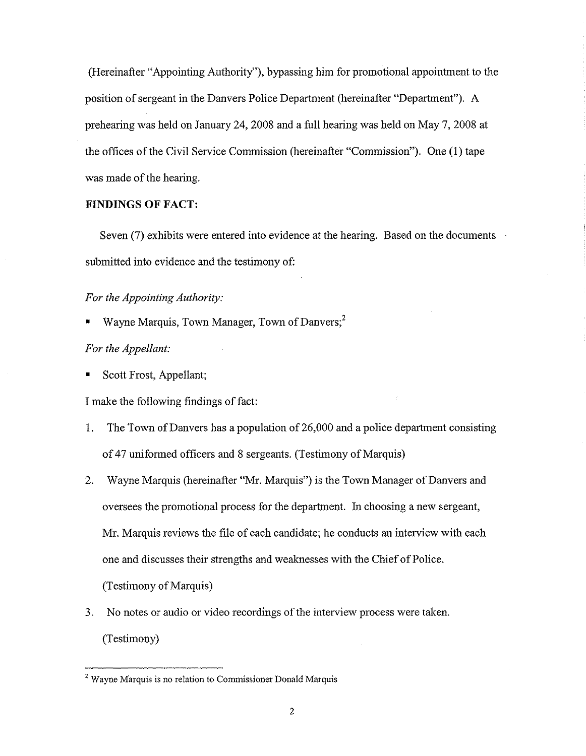(Hereinafter "Appointing Authority"), bypassing him for promotional appointment to the position of sergeant in the Danvers Police Department (hereinafter "Department"). A prehearing was held on January 24, 2008 and a full hearing was held on May 7, 2008 at the offices of the Civil Service Commission (hereinafter "Commission"). One (1) tape was made of the hearing.

**FINDINGS OF FACT:**

Seven (7) exhibits were entered into evidence at the hearing. Based on the documents submitted into evidence and the testimony of:

*For the Appointing Authority:*

- Wayne Marquis, Town Manager, Town of Danvers;[2]

*For the Appellant:*

- Scott Frost, Appellant;

I make the following findings of fact:

1. The Town of Danvers has a population of 26,000 and a police department consisting of 47 uniformed officers and 8 sergeants. (Testimony of Marquis)
2. Wayne Marquis (hereinafter "Mr. Marquis") is the Town Manager of Danvers and oversees the promotional process for the department. In choosing a new sergeant, Mr. Marquis reviews the file of each candidate; he conducts an interview with each one and discusses their strengths and weaknesses with the Chief of Police. (Testimony of Marquis)
3. No notes or audio or video recordings of the interview process were taken. (Testimony)

[2] Wayne Marquis is no relation to Commissioner Donald Marquis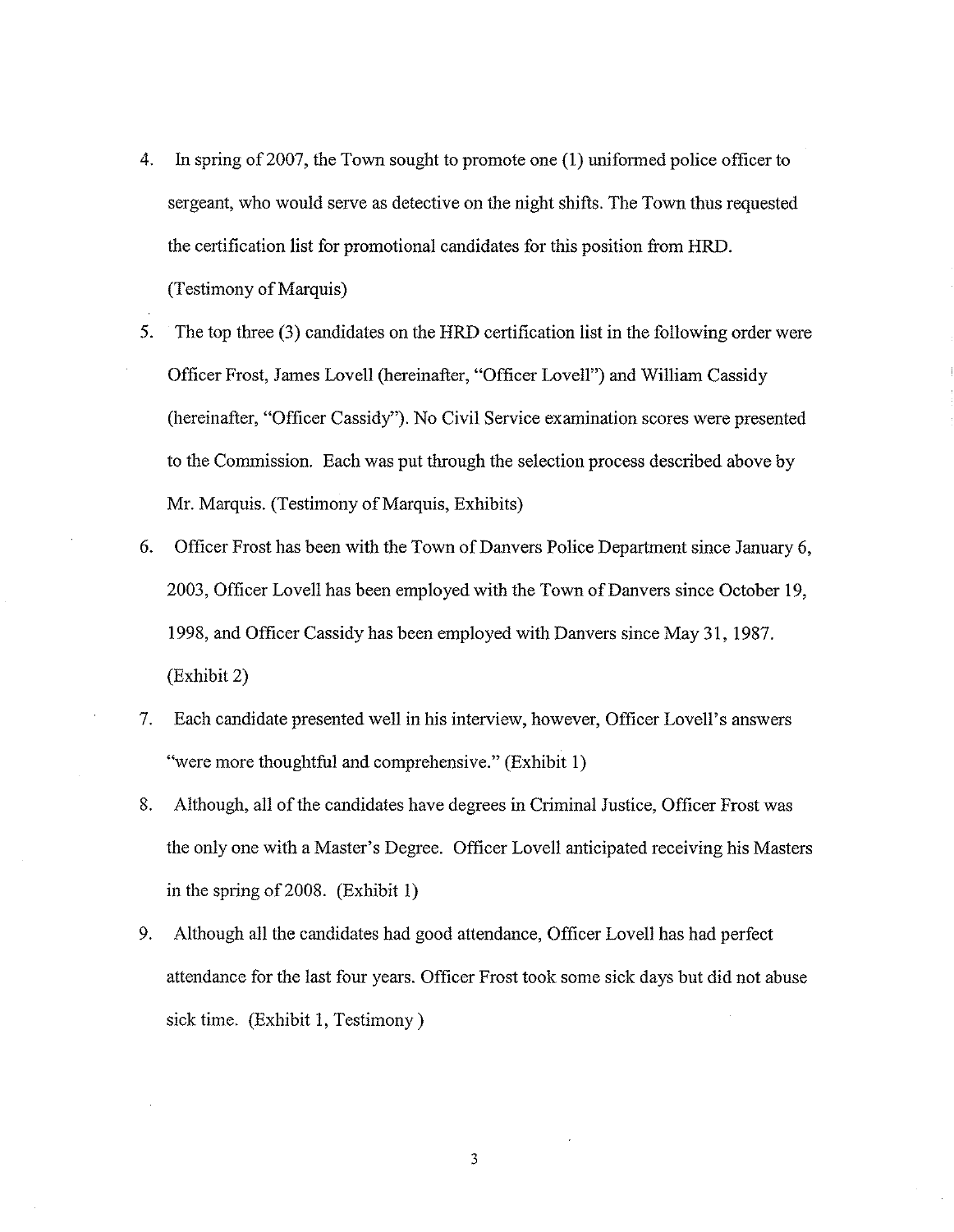4. In spring of 2007, the Town sought to promote one (1) uniformed police officer to sergeant, who would serve as detective on the night shifts. The Town thus requested the certification list for promotional candidates for this position from HRD. (Testimony of Marquis)

5. The top three (3) candidates on the HRD certification list in the following order were Officer Frost, James Lovell (hereinafter, "Officer Lovell") and William Cassidy (hereinafter, "Officer Cassidy"). No Civil Service examination scores were presented to the Commission. Each was put through the selection process described above by Mr. Marquis. (Testimony of Marquis, Exhibits)

6. Officer Frost has been with the Town of Danvers Police Department since January 6, 2003, Officer Lovell has been employed with the Town of Danvers since October 19, 1998, and Officer Cassidy has been employed with Danvers since May 31, 1987. (Exhibit 2)

7. Each candidate presented well in his interview, however, Officer Lovell's answers "were more thoughtful and comprehensive." (Exhibit 1)

8. Although, all of the candidates have degrees in Criminal Justice, Officer Frost was the only one with a Master's Degree. Officer Lovell anticipated receiving his Masters in the spring of 2008. (Exhibit 1)

9. Although all the candidates had good attendance, Officer Lovell has had perfect attendance for the last four years. Officer Frost took some sick days but did not abuse sick time. (Exhibit 1, Testimony )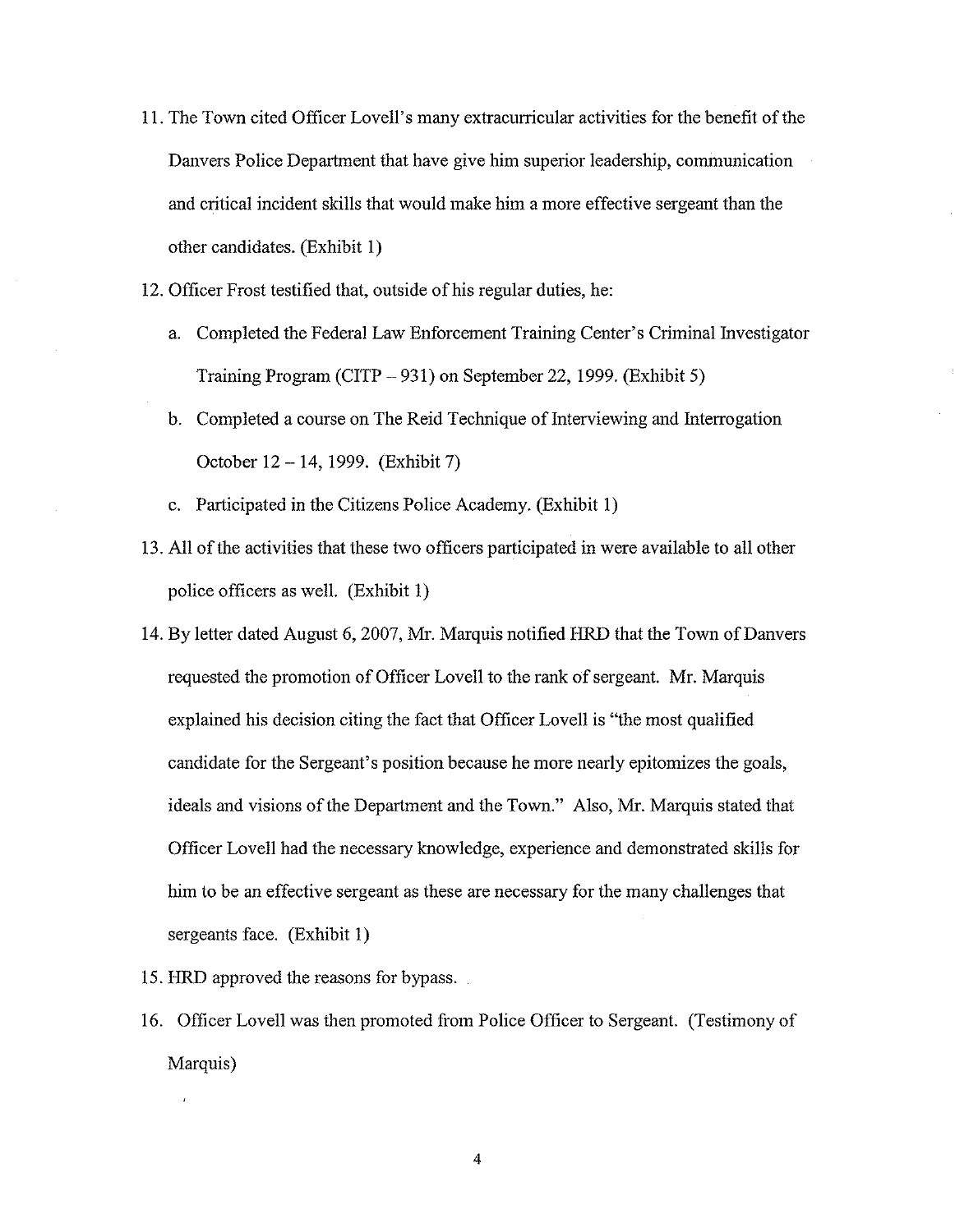11. The Town cited Officer Lovell's many extracurricular activities for the benefit of the Danvers Police Department that have give him superior leadership, communication and critical incident skills that would make him a more effective sergeant than the other candidates. (Exhibit 1)

12. Officer Frost testified that, outside of his regular duties, he:

    a. Completed the Federal Law Enforcement Training Center's Criminal Investigator Training Program (CITP – 931) on September 22, 1999. (Exhibit 5)

    b. Completed a course on The Reid Technique of Interviewing and Interrogation October 12 – 14, 1999. (Exhibit 7)

    c. Participated in the Citizens Police Academy. (Exhibit 1)

13. All of the activities that these two officers participated in were available to all other police officers as well. (Exhibit 1)

14. By letter dated August 6, 2007, Mr. Marquis notified HRD that the Town of Danvers requested the promotion of Officer Lovell to the rank of sergeant. Mr. Marquis explained his decision citing the fact that Officer Lovell is "the most qualified candidate for the Sergeant's position because he more nearly epitomizes the goals, ideals and visions of the Department and the Town." Also, Mr. Marquis stated that Officer Lovell had the necessary knowledge, experience and demonstrated skills for him to be an effective sergeant as these are necessary for the many challenges that sergeants face. (Exhibit 1)

15. HRD approved the reasons for bypass.

16. Officer Lovell was then promoted from Police Officer to Sergeant. (Testimony of Marquis)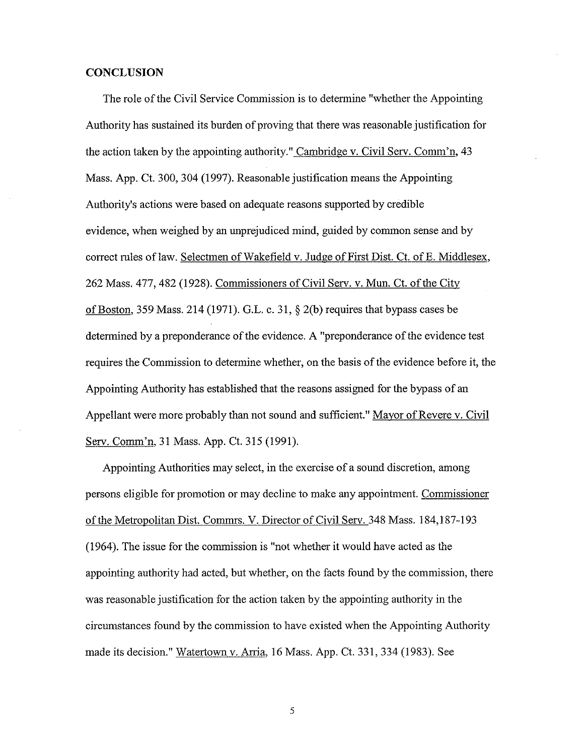## CONCLUSION

The role of the Civil Service Commission is to determine "whether the Appointing Authority has sustained its burden of proving that there was reasonable justification for the action taken by the appointing authority." Cambridge v. Civil Serv. Comm'n, 43 Mass. App. Ct. 300, 304 (1997). Reasonable justification means the Appointing Authority's actions were based on adequate reasons supported by credible evidence, when weighed by an unprejudiced mind, guided by common sense and by correct rules of law. Selectmen of Wakefield v. Judge of First Dist. Ct. of E. Middlesex, 262 Mass. 477, 482 (1928). Commissioners of Civil Serv. v. Mun. Ct. of the City of Boston, 359 Mass. 214 (1971). G.L. c. 31, § 2(b) requires that bypass cases be determined by a preponderance of the evidence. A "preponderance of the evidence test requires the Commission to determine whether, on the basis of the evidence before it, the Appointing Authority has established that the reasons assigned for the bypass of an Appellant were more probably than not sound and sufficient." Mayor of Revere v. Civil Serv. Comm'n, 31 Mass. App. Ct. 315 (1991).

Appointing Authorities may select, in the exercise of a sound discretion, among persons eligible for promotion or may decline to make any appointment. Commissioner of the Metropolitan Dist. Commrs. V. Director of Civil Serv. 348 Mass. 184,187-193 (1964). The issue for the commission is "not whether it would have acted as the appointing authority had acted, but whether, on the facts found by the commission, there was reasonable justification for the action taken by the appointing authority in the circumstances found by the commission to have existed when the Appointing Authority made its decision." Watertown v. Arria, 16 Mass. App. Ct. 331, 334 (1983). See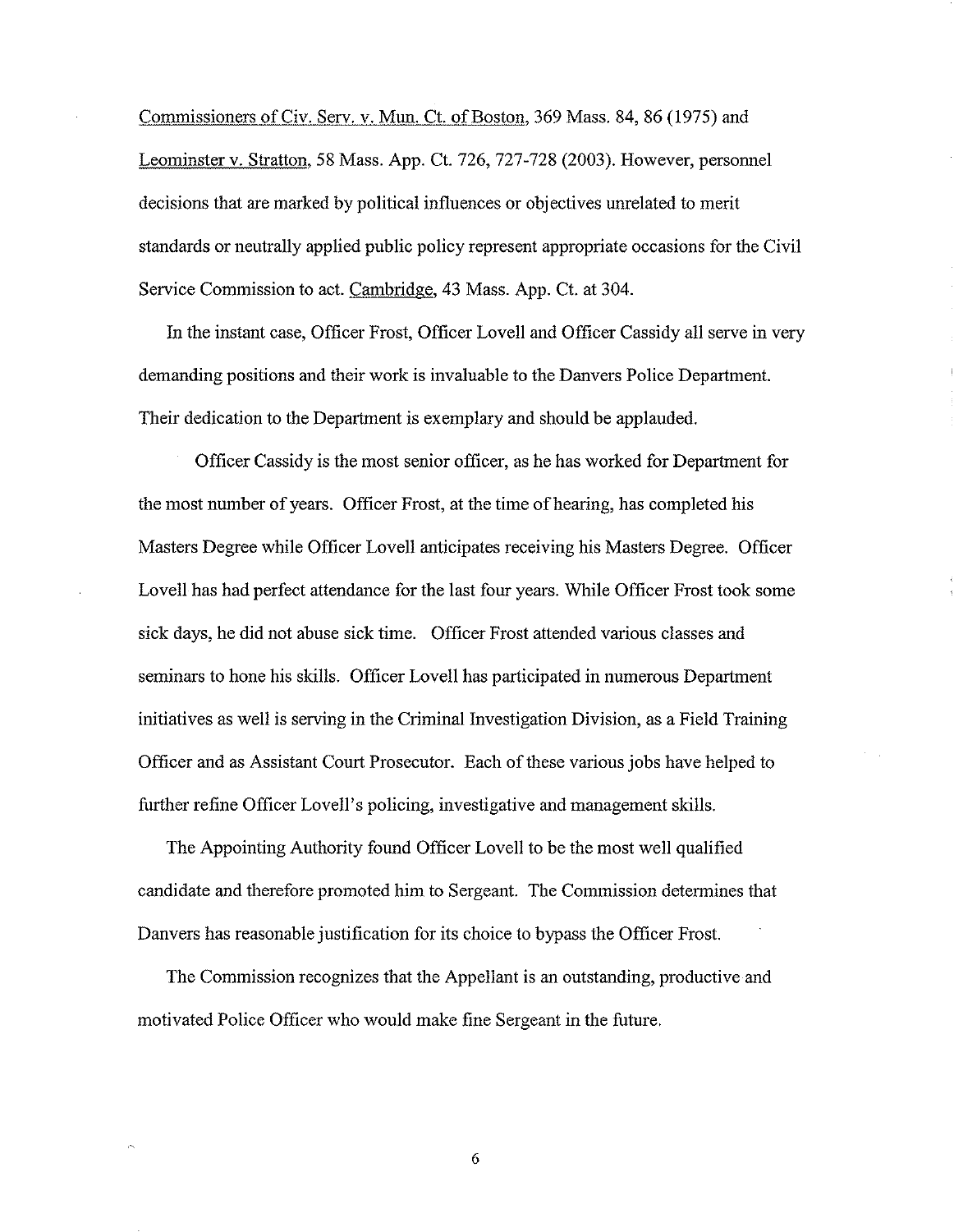Commissioners of Civ. Serv. v. Mun. Ct. of Boston, 369 Mass. 84, 86 (1975) and Leominster v. Stratton, 58 Mass. App. Ct. 726, 727-728 (2003). However, personnel decisions that are marked by political influences or objectives unrelated to merit standards or neutrally applied public policy represent appropriate occasions for the Civil Service Commission to act. Cambridge, 43 Mass. App. Ct. at 304.

In the instant case, Officer Frost, Officer Lovell and Officer Cassidy all serve in very demanding positions and their work is invaluable to the Danvers Police Department. Their dedication to the Department is exemplary and should be applauded.

Officer Cassidy is the most senior officer, as he has worked for Department for the most number of years. Officer Frost, at the time of hearing, has completed his Masters Degree while Officer Lovell anticipates receiving his Masters Degree. Officer Lovell has had perfect attendance for the last four years. While Officer Frost took some sick days, he did not abuse sick time. Officer Frost attended various classes and seminars to hone his skills. Officer Lovell has participated in numerous Department initiatives as well is serving in the Criminal Investigation Division, as a Field Training Officer and as Assistant Court Prosecutor. Each of these various jobs have helped to further refine Officer Lovell's policing, investigative and management skills.

The Appointing Authority found Officer Lovell to be the most well qualified candidate and therefore promoted him to Sergeant. The Commission determines that Danvers has reasonable justification for its choice to bypass the Officer Frost.

The Commission recognizes that the Appellant is an outstanding, productive and motivated Police Officer who would make fine Sergeant in the future.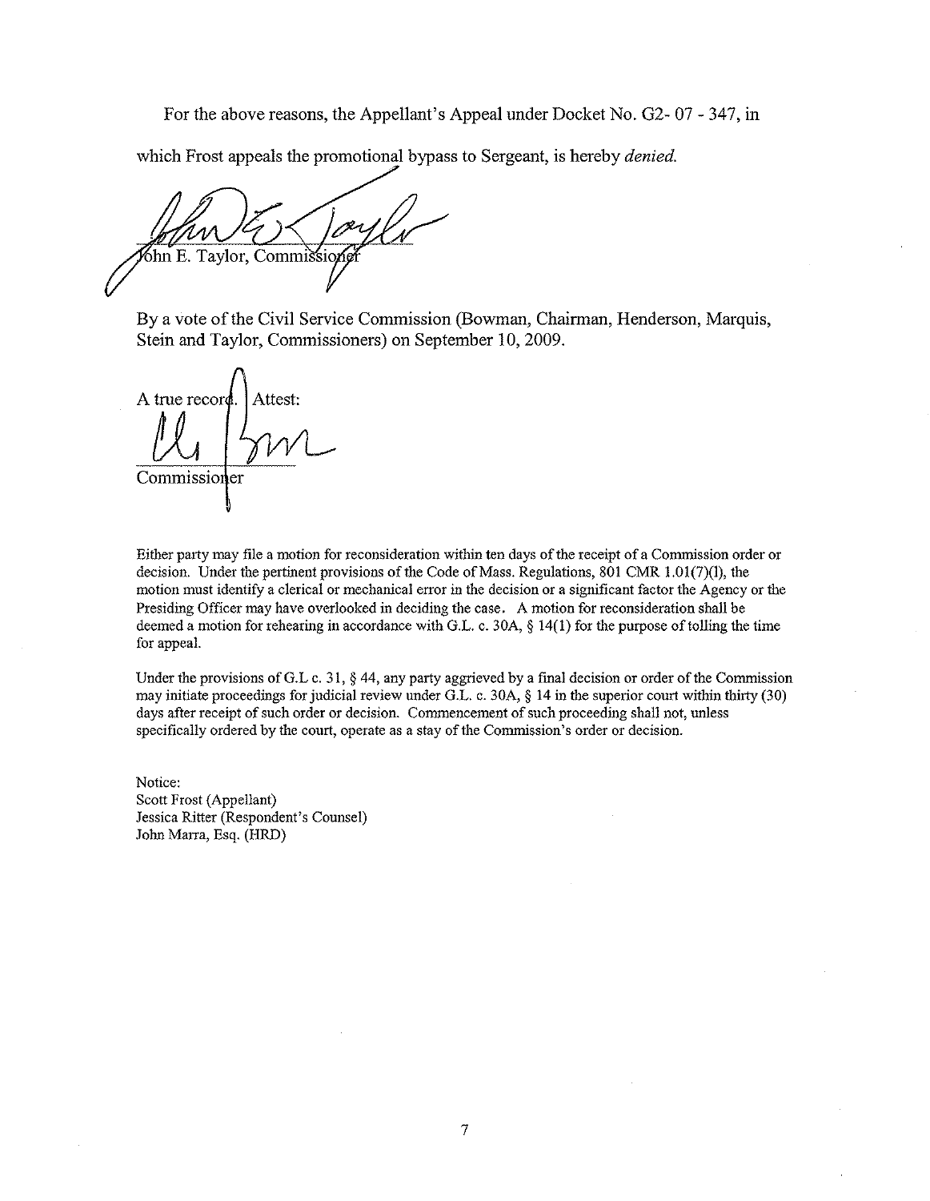For the above reasons, the Appellant's Appeal under Docket No. G2- 07 - 347, in which Frost appeals the promotional bypass to Sergeant, is hereby *denied.*

John E. Taylor, Commissioner

By a vote of the Civil Service Commission (Bowman, Chairman, Henderson, Marquis, Stein and Taylor, Commissioners) on September 10, 2009.

A true record. Attest:

Commissioner

Either party may file a motion for reconsideration within ten days of the receipt of a Commission order or decision. Under the pertinent provisions of the Code of Mass. Regulations, 801 CMR 1.01(7)(l), the motion must identify a clerical or mechanical error in the decision or a significant factor the Agency or the Presiding Officer may have overlooked in deciding the case. A motion for reconsideration shall be deemed a motion for rehearing in accordance with G.L. c. 30A, § 14(1) for the purpose of tolling the time for appeal.

Under the provisions of G.L c. 31, § 44, any party aggrieved by a final decision or order of the Commission may initiate proceedings for judicial review under G.L. c. 30A, § 14 in the superior court within thirty (30) days after receipt of such order or decision. Commencement of such proceeding shall not, unless specifically ordered by the court, operate as a stay of the Commission's order or decision.

Notice:
Scott Frost (Appellant)
Jessica Ritter (Respondent's Counsel)
John Marra, Esq. (HRD)